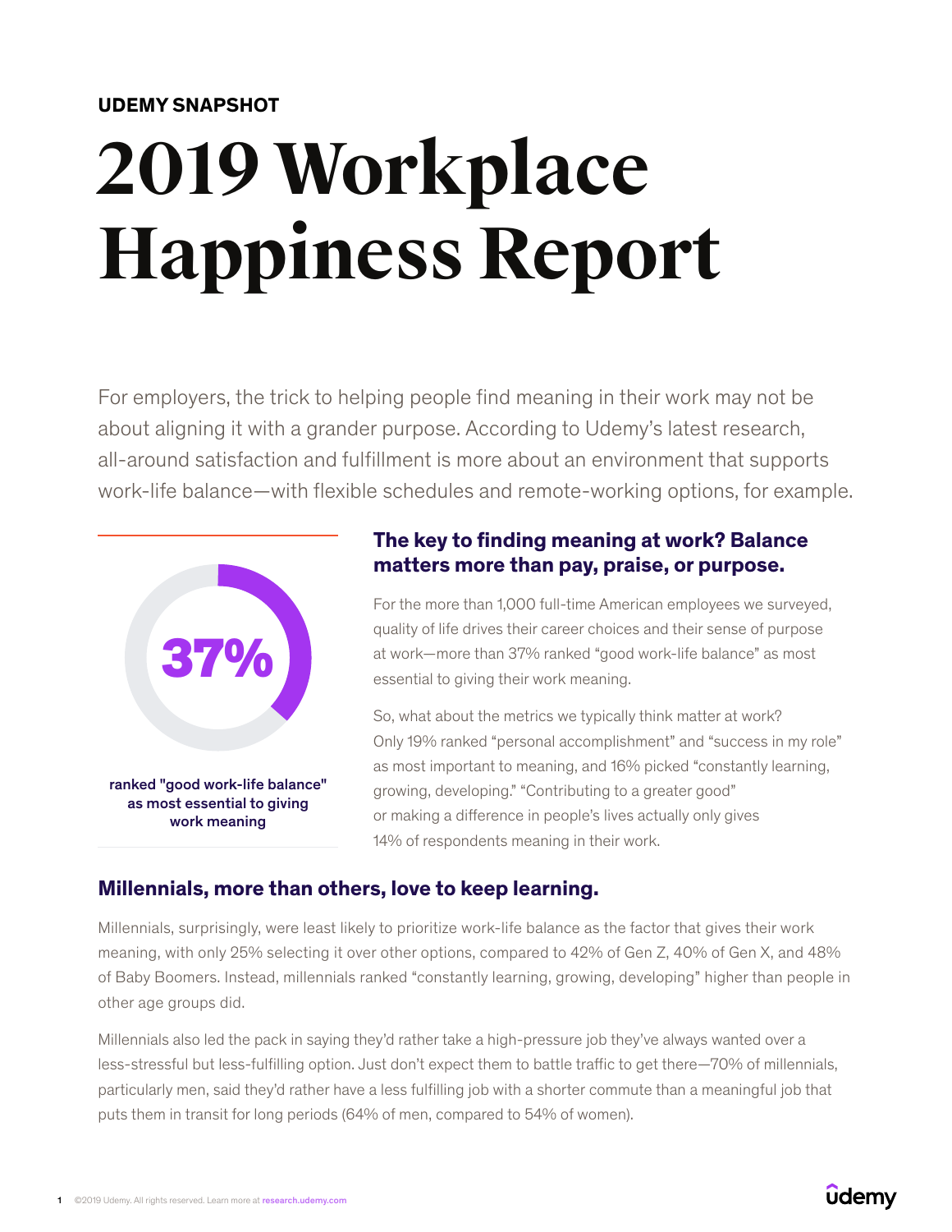**UDEMY SNAPSHOT**

# 2019 Workplace Happiness Report

For employers, the trick to helping people find meaning in their work may not be about aligning it with a grander purpose. According to Udemy's latest research, all-around satisfaction and fulfillment is more about an environment that supports work-life balance—with flexible schedules and remote-working options, for example.

**37%**

ranked "good work-life balance" as most essential to giving work meaning

## The key to finding meaning at work? Balance matters more than pay, praise, or purpose.

For the more than 1,000 full-time American employees we surveyed, quality of life drives their career choices and their sense of purpose at work—more than 37% ranked "good work-life balance" as most essential to giving their work meaning.

So, what about the metrics we typically think matter at work? Only 19% ranked "personal accomplishment" and "success in my role" as most important to meaning, and 16% picked "constantly learning, growing, developing." "Contributing to a greater good" or making a difference in people's lives actually only gives 14% of respondents meaning in their work.

## Millennials, more than others, love to keep learning.

Millennials, surprisingly, were least likely to prioritize work-life balance as the factor that gives their work meaning, with only 25% selecting it over other options, compared to 42% of Gen Z, 40% of Gen X, and 48% of Baby Boomers. Instead, millennials ranked "constantly learning, growing, developing" higher than people in other age groups did.

Millennials also led the pack in saying they'd rather take a high-pressure job they've always wanted over a less-stressful but less-fulfilling option. Just don't expect them to battle traffic to get there—70% of millennials, particularly men, said they'd rather have a less fulfilling job with a shorter commute than a meaningful job that puts them in transit for long periods (64% of men, compared to 54% of women).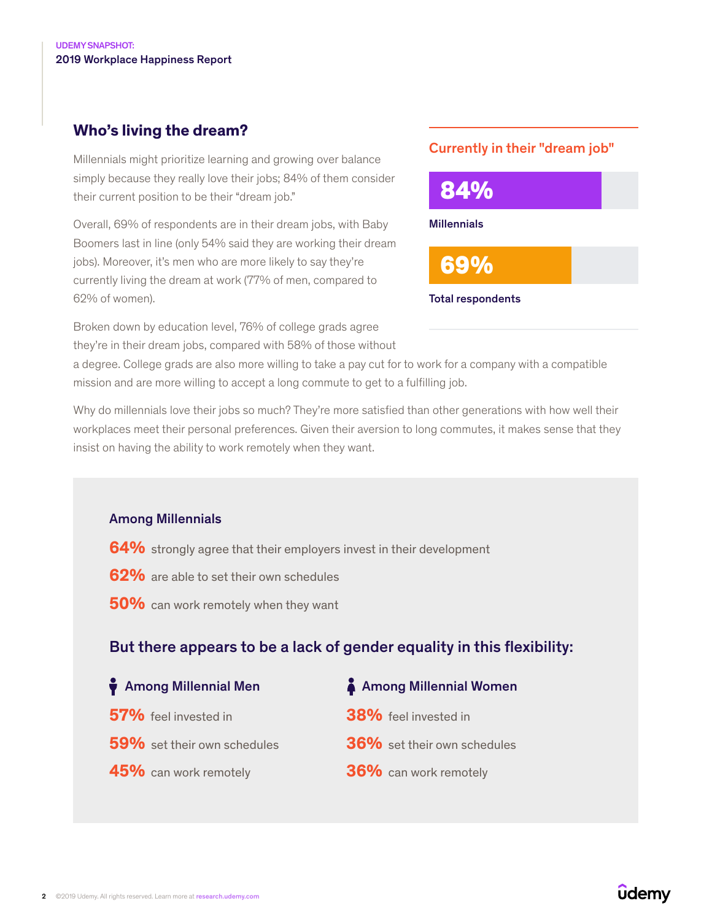## Who's living the dream?

Millennials might prioritize learning and growing over balance simply because they really love their jobs; 84% of them consider their current position to be their "dream job."

Overall, 69% of respondents are in their dream jobs, with Baby Boomers last in line (only 54% said they are working their dream jobs). Moreover, it's men who are more likely to say they're currently living the dream at work (77% of men, compared to 62% of women).

Broken down by education level, 76% of college grads agree they're in their dream jobs, compared with 58% of those without a degree. College grads are also more willing to take a pay cut for to work for a company with a compatible mission and are more willing to accept a long commute to get to a fulfilling job.

Why do millennials love their jobs so much? They're more satisfied than other generations with how well their workplaces meet their personal preferences. Given their aversion to long commutes, it makes sense that they insist on having the ability to work remotely when they want.

### Currently in their "dream job"

**84%** Millennials

**69%** Total respondents

### Among Millennials

**64%** strongly agree that their employers invest in their development

**62%** are able to set their own schedules

**50%** can work remotely when they want

### But there appears to be a lack of gender equality in this flexibility:

**Among Millennial Men**

**57%** feel invested in

**59%** set their own schedules

**45%** can work remotely

**Among Millennial Women**

**38%** feel invested in

**36%** set their own schedules

**36%** can work remotely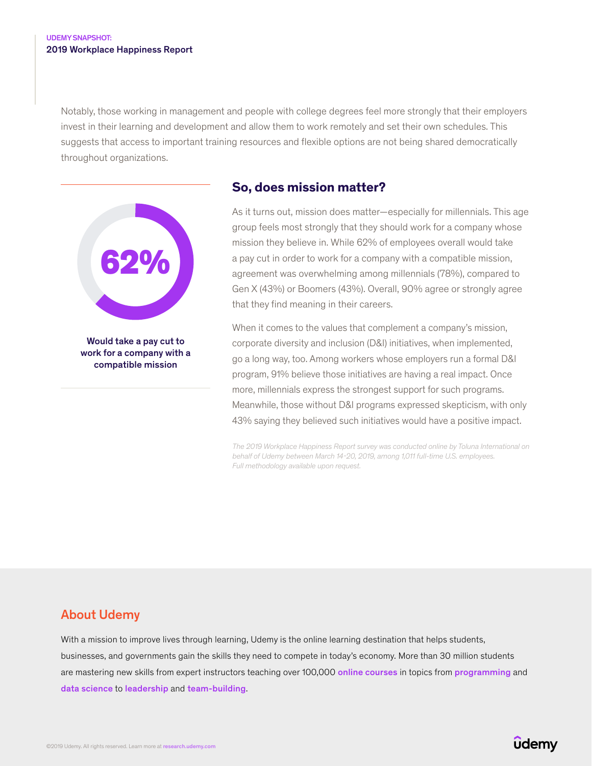Notably, those working in management and people with college degrees feel more strongly that their employers invest in their learning and development and allow them to work remotely and set their own schedules. This suggests that access to important training resources and flexible options are not being shared democratically throughout organizations.

62%

**Would take a pay cut to work for a company with a compatible mission**

## So, does mission matter?

As it turns out, mission does matter—especially for millennials. This age group feels most strongly that they should work for a company whose mission they believe in. While 62% of employees overall would take a pay cut in order to work for a company with a compatible mission, agreement was overwhelming among millennials (78%), compared to Gen X (43%) or Boomers (43%). Overall, 90% agree or strongly agree that they find meaning in their careers.

When it comes to the values that complement a company's mission, corporate diversity and inclusion (D&I) initiatives, when implemented, go a long way, too. Among workers whose employers run a formal D&I program, 91% believe those initiatives are having a real impact. Once more, millennials express the strongest support for such programs. Meanwhile, those without D&I programs expressed skepticism, with only 43% saying they believed such initiatives would have a positive impact.

*The 2019 Workplace Happiness Report survey was conducted online by Toluna International on behalf of Udemy between March 14-20, 2019, among 1,011 full-time U.S. employees. Full methodology available upon request.*

## About Udemy

With a mission to improve lives through learning, Udemy is the online learning destination that helps students, businesses, and governments gain the skills they need to compete in today's economy. More than 30 million students are mastering new skills from expert instructors teaching over 100,000 online courses in topics from programming and data science to leadership and team-building.

©2019 Udemy. All rights reserved. Learn more at research.udemy.com